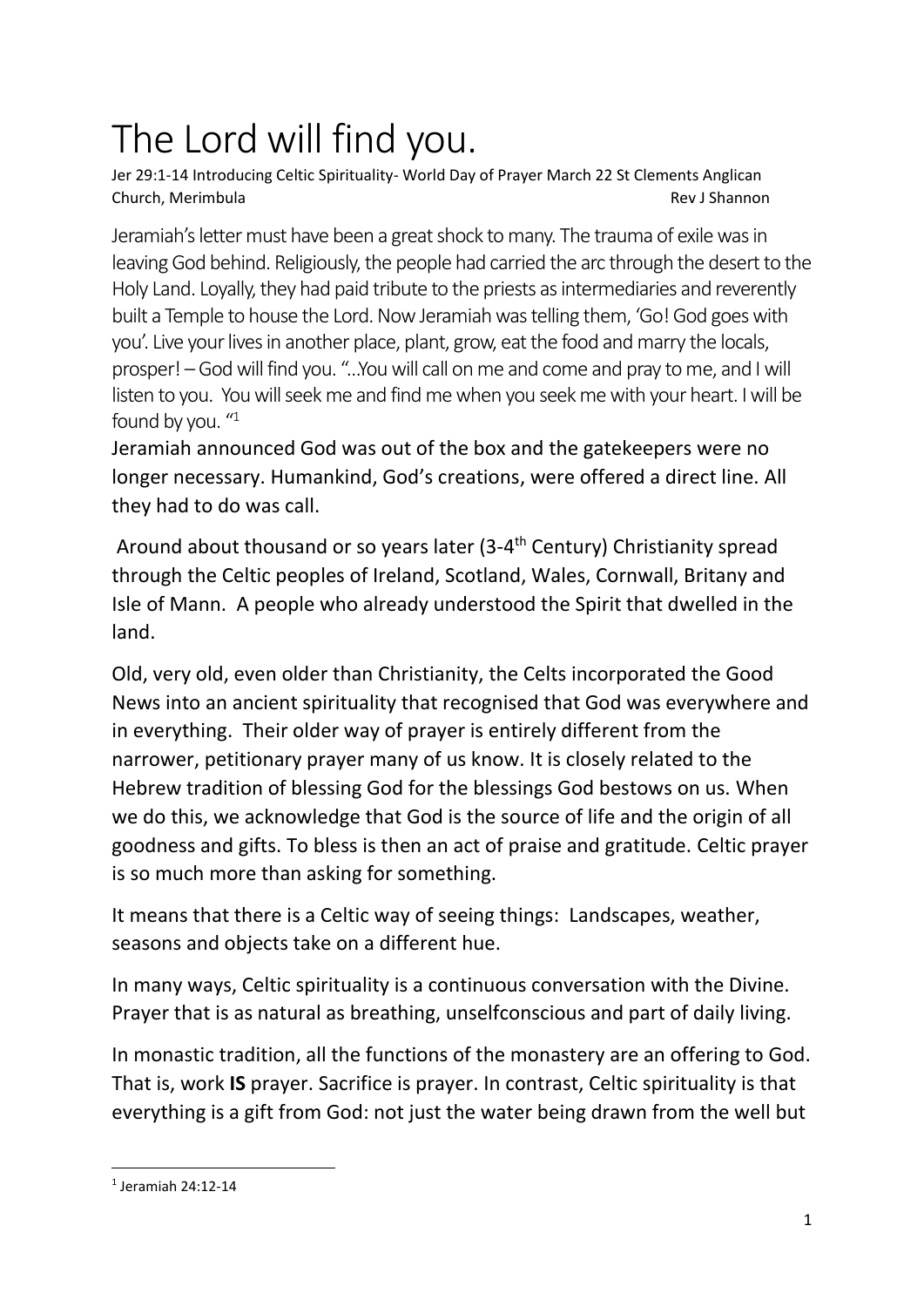# The Lord will find you.

Jer 29:1-14 Introducing Celtic Spirituality- World Day of Prayer March 22 St Clements Anglican Church, Merimbula Rev J Shannon

Jeramiah's letter must have been a great shock to many. The trauma of exile was in leaving God behind. Religiously, the people had carried the arc through the desert to the Holy Land. Loyally, they had paid tribute to the priests as intermediaries and reverently built a Temple to house the Lord. Now Jeramiah was telling them, 'Go! God goes with you'. Live your lives in another place, plant, grow, eat the food and marry the locals, prosper! – God will find you. "…You will call on me and come and pray to me, and I will listen to you. You will seek me and find me when you seek me with your heart. I will be found by you. "[1]

Jeramiah announced God was out of the box and the gatekeepers were no longer necessary. Humankind, God's creations, were offered a direct line. All they had to do was call.

Around about thousand or so years later (3-4th Century) Christianity spread through the Celtic peoples of Ireland, Scotland, Wales, Cornwall, Britany and Isle of Mann. A people who already understood the Spirit that dwelled in the land.

Old, very old, even older than Christianity, the Celts incorporated the Good News into an ancient spirituality that recognised that God was everywhere and in everything. Their older way of prayer is entirely different from the narrower, petitionary prayer many of us know. It is closely related to the Hebrew tradition of blessing God for the blessings God bestows on us. When we do this, we acknowledge that God is the source of life and the origin of all goodness and gifts. To bless is then an act of praise and gratitude. Celtic prayer is so much more than asking for something.

It means that there is a Celtic way of seeing things: Landscapes, weather, seasons and objects take on a different hue.

In many ways, Celtic spirituality is a continuous conversation with the Divine. Prayer that is as natural as breathing, unselfconscious and part of daily living.

In monastic tradition, all the functions of the monastery are an offering to God. That is, work **IS** prayer. Sacrifice is prayer. In contrast, Celtic spirituality is that everything is a gift from God: not just the water being drawn from the well but

[1] Jeramiah 24:12-14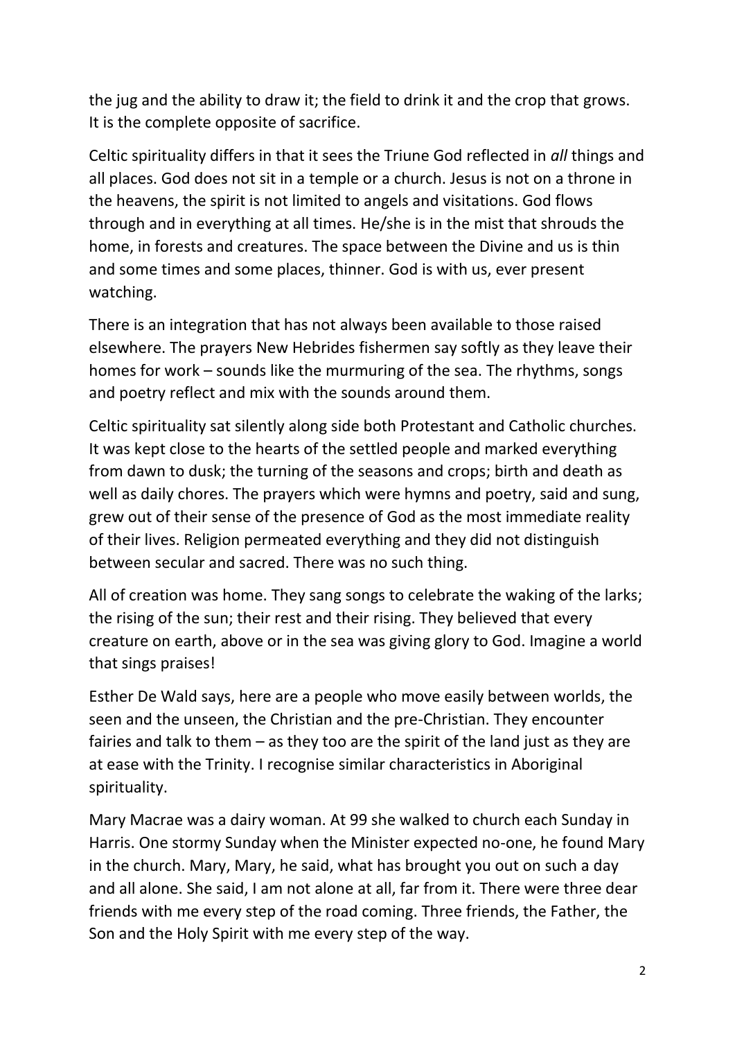the jug and the ability to draw it; the field to drink it and the crop that grows. It is the complete opposite of sacrifice.

Celtic spirituality differs in that it sees the Triune God reflected in *all* things and all places. God does not sit in a temple or a church. Jesus is not on a throne in the heavens, the spirit is not limited to angels and visitations. God flows through and in everything at all times. He/she is in the mist that shrouds the home, in forests and creatures. The space between the Divine and us is thin and some times and some places, thinner. God is with us, ever present watching.

There is an integration that has not always been available to those raised elsewhere. The prayers New Hebrides fishermen say softly as they leave their homes for work – sounds like the murmuring of the sea. The rhythms, songs and poetry reflect and mix with the sounds around them.

Celtic spirituality sat silently along side both Protestant and Catholic churches. It was kept close to the hearts of the settled people and marked everything from dawn to dusk; the turning of the seasons and crops; birth and death as well as daily chores. The prayers which were hymns and poetry, said and sung, grew out of their sense of the presence of God as the most immediate reality of their lives. Religion permeated everything and they did not distinguish between secular and sacred. There was no such thing.

All of creation was home. They sang songs to celebrate the waking of the larks; the rising of the sun; their rest and their rising. They believed that every creature on earth, above or in the sea was giving glory to God. Imagine a world that sings praises!

Esther De Wald says, here are a people who move easily between worlds, the seen and the unseen, the Christian and the pre-Christian. They encounter fairies and talk to them – as they too are the spirit of the land just as they are at ease with the Trinity. I recognise similar characteristics in Aboriginal spirituality.

Mary Macrae was a dairy woman. At 99 she walked to church each Sunday in Harris. One stormy Sunday when the Minister expected no-one, he found Mary in the church. Mary, Mary, he said, what has brought you out on such a day and all alone. She said, I am not alone at all, far from it. There were three dear friends with me every step of the road coming. Three friends, the Father, the Son and the Holy Spirit with me every step of the way.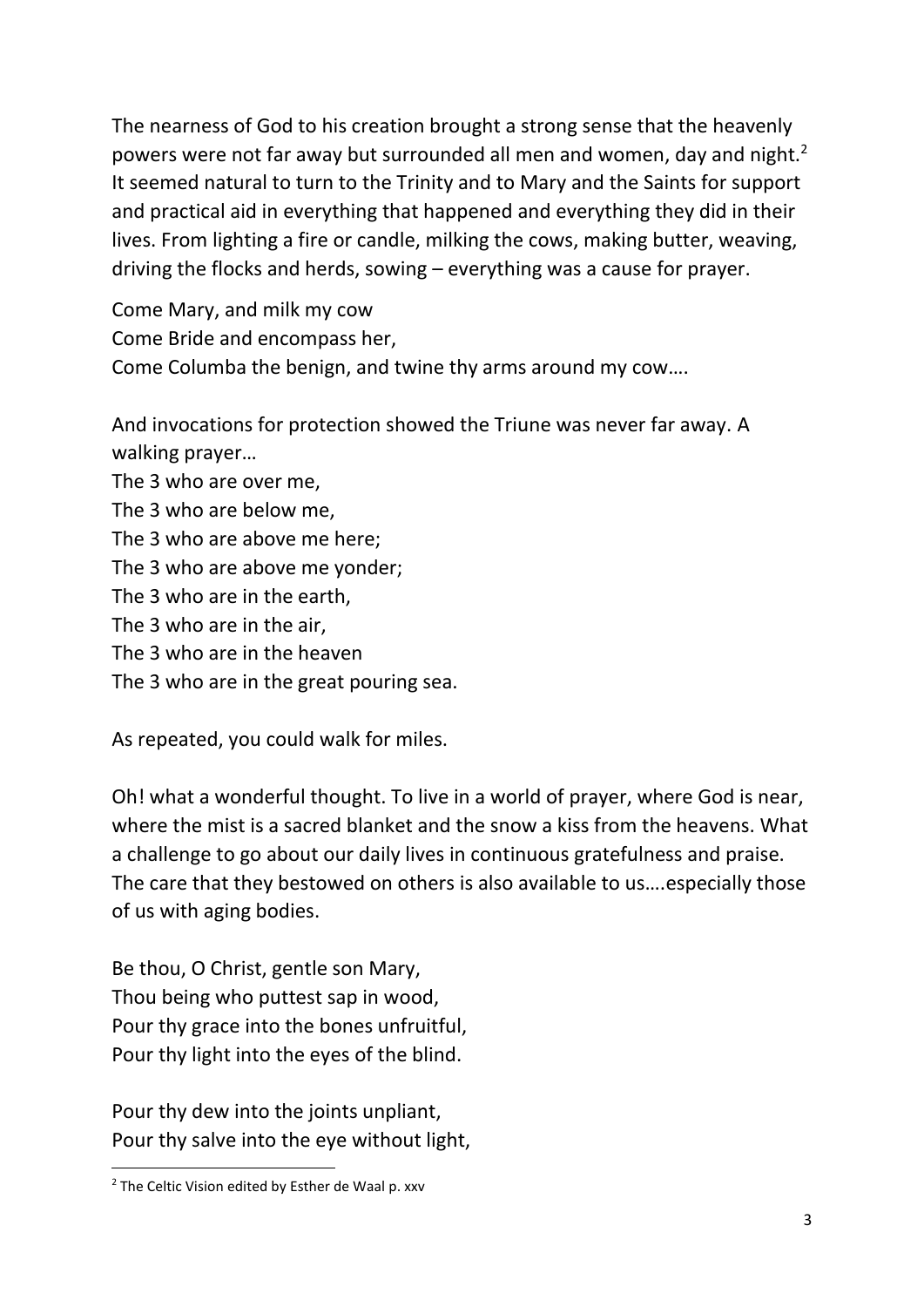The nearness of God to his creation brought a strong sense that the heavenly powers were not far away but surrounded all men and women, day and night.[2] It seemed natural to turn to the Trinity and to Mary and the Saints for support and practical aid in everything that happened and everything they did in their lives. From lighting a fire or candle, milking the cows, making butter, weaving, driving the flocks and herds, sowing – everything was a cause for prayer.

Come Mary, and milk my cow  
Come Bride and encompass her,  
Come Columba the benign, and twine thy arms around my cow….

And invocations for protection showed the Triune was never far away. A walking prayer…  
The 3 who are over me,  
The 3 who are below me,  
The 3 who are above me here;  
The 3 who are above me yonder;  
The 3 who are in the earth,  
The 3 who are in the air,  
The 3 who are in the heaven  
The 3 who are in the great pouring sea.

As repeated, you could walk for miles.

Oh! what a wonderful thought. To live in a world of prayer, where God is near, where the mist is a sacred blanket and the snow a kiss from the heavens. What a challenge to go about our daily lives in continuous gratefulness and praise. The care that they bestowed on others is also available to us….especially those of us with aging bodies.

Be thou, O Christ, gentle son Mary,  
Thou being who puttest sap in wood,  
Pour thy grace into the bones unfruitful,  
Pour thy light into the eyes of the blind.

Pour thy dew into the joints unpliant,  
Pour thy salve into the eye without light,

[2] The Celtic Vision edited by Esther de Waal p. xxv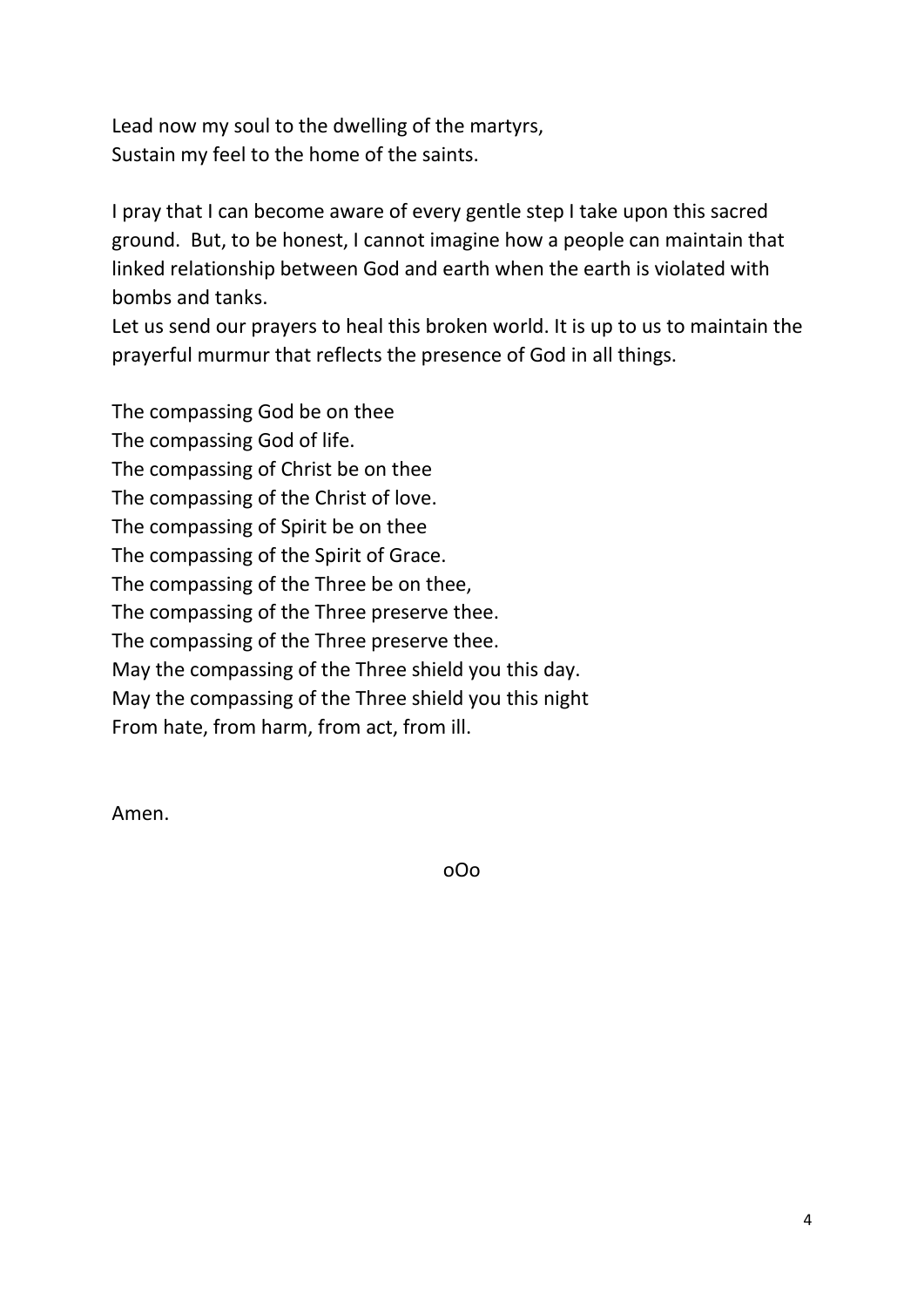Lead now my soul to the dwelling of the martyrs,  
Sustain my feel to the home of the saints.

I pray that I can become aware of every gentle step I take upon this sacred ground. But, to be honest, I cannot imagine how a people can maintain that linked relationship between God and earth when the earth is violated with bombs and tanks.  
Let us send our prayers to heal this broken world. It is up to us to maintain the prayerful murmur that reflects the presence of God in all things.

The compassing God be on thee  
The compassing God of life.  
The compassing of Christ be on thee  
The compassing of the Christ of love.  
The compassing of Spirit be on thee  
The compassing of the Spirit of Grace.  
The compassing of the Three be on thee,  
The compassing of the Three preserve thee.  
The compassing of the Three preserve thee.  
May the compassing of the Three shield you this day.  
May the compassing of the Three shield you this night  
From hate, from harm, from act, from ill.

Amen.

oOo